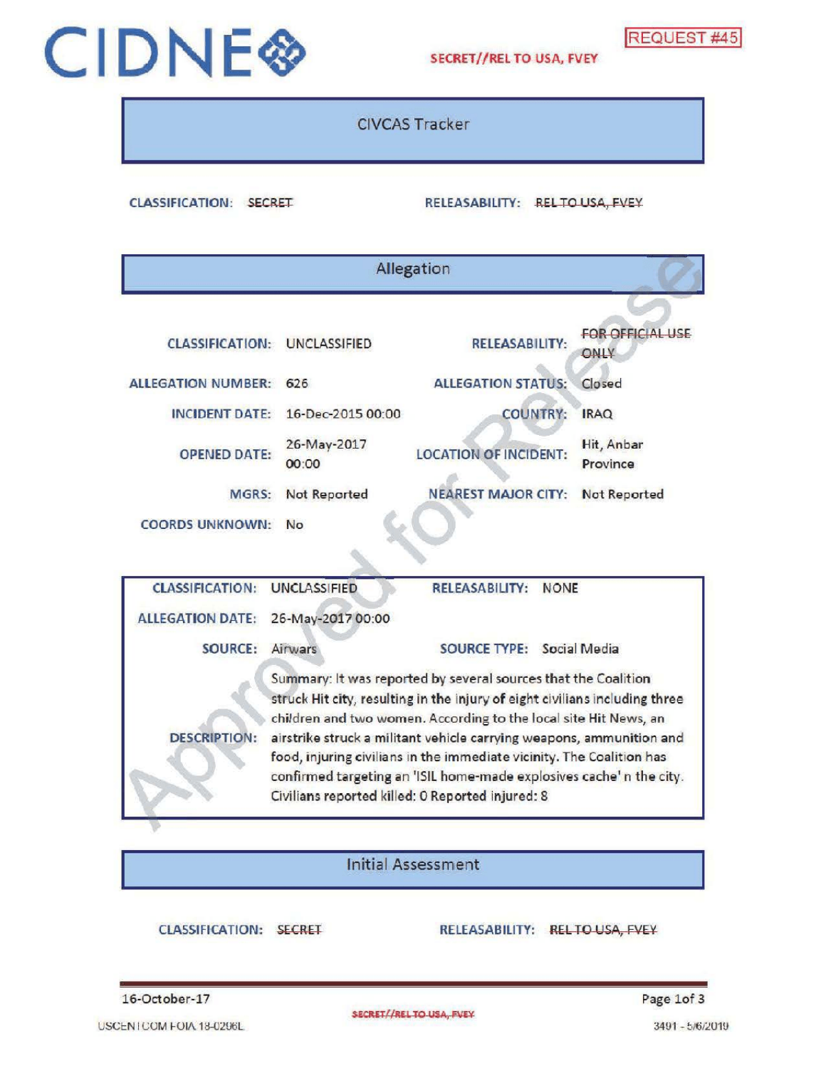CIDNE

REQUEST #45

SECRET//REL TO USA, FVEY

## CIVCAS Tracker

**CLASSIFICATION:** ~~SECRET~~ **RELEASABILITY:** ~~REL TO USA, FVEY~~

## Allegation

| | | | |
|---|---|---|---|
| **CLASSIFICATION:** | UNCLASSIFIED | **RELEASABILITY:** | ~~FOR OFFICIAL USE ONLY~~ |
| **ALLEGATION NUMBER:** | 626 | **ALLEGATION STATUS:** | Closed |
| **INCIDENT DATE:** | 16-Dec-2015 00:00 | **COUNTRY:** | IRAQ |
| **OPENED DATE:** | 26-May-2017 00:00 | **LOCATION OF INCIDENT:** | Hit, Anbar Province |
| **MGRS:** | Not Reported | **NEAREST MAJOR CITY:** | Not Reported |
| **COORDS UNKNOWN:** | No | | |

| | | | |
|---|---|---|---|
| **CLASSIFICATION:** | UNCLASSIFIED | **RELEASABILITY:** | NONE |
| **ALLEGATION DATE:** | 26-May-2017 00:00 | | |
| **SOURCE:** | Airwars | **SOURCE TYPE:** | Social Media |
| **DESCRIPTION:** | Summary: It was reported by several sources that the Coalition struck Hit city, resulting in the injury of eight civilians including three children and two women. According to the local site Hit News, an airstrike struck a militant vehicle carrying weapons, ammunition and food, injuring civilians in the immediate vicinity. The Coalition has confirmed targeting an 'ISIL home-made explosives cache' n the city. Civilians reported killed: 0 Reported injured: 8 | | |

## Initial Assessment

**CLASSIFICATION:** ~~SECRET~~ **RELEASABILITY:** ~~REL TO USA, FVEY~~

Approved for Release

16-October-17

SECRET//REL TO USA, FVEY

USCENTCOM FOIA 18-0296L 3491 - 5/6/2019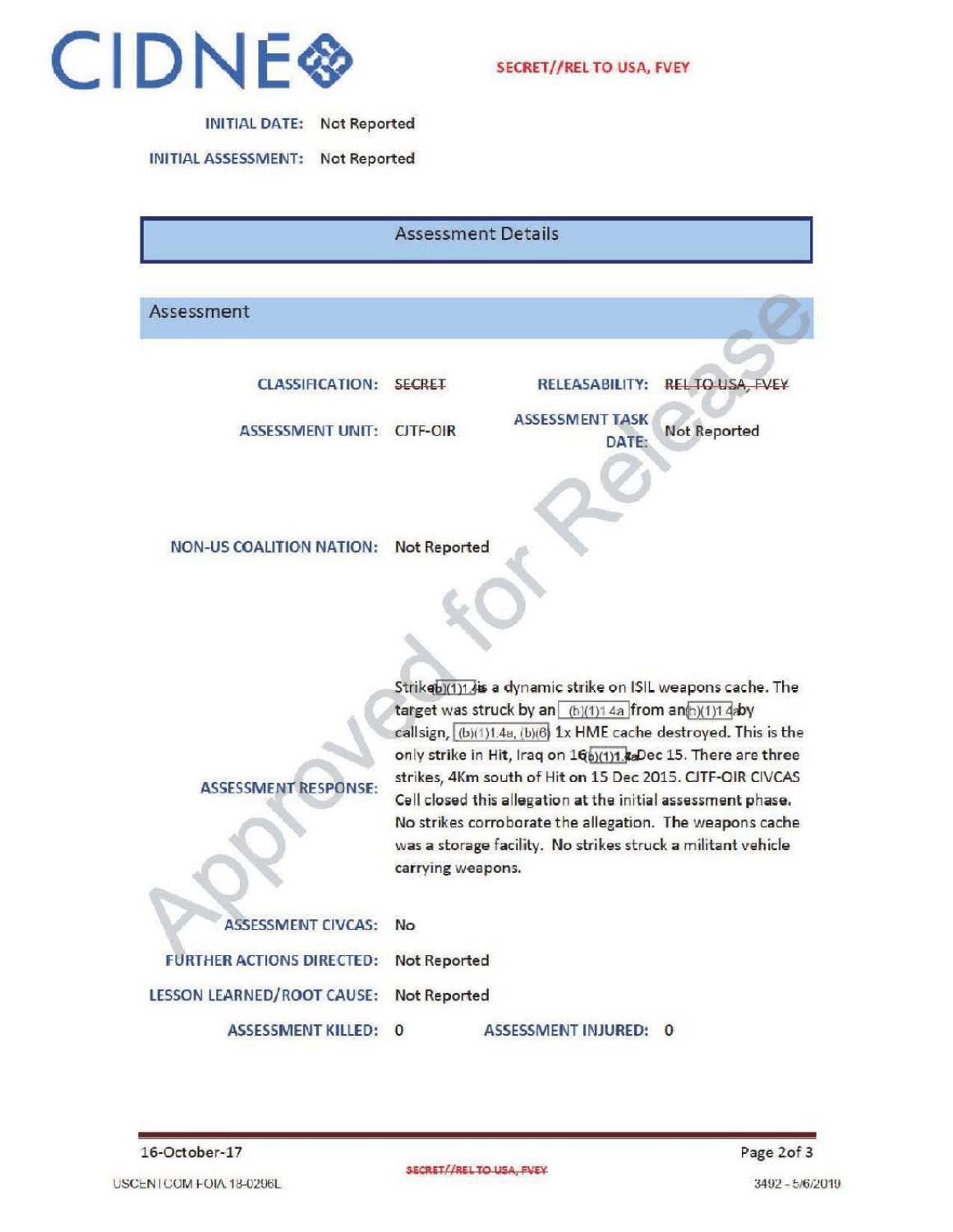**INITIAL DATE:** Not Reported

**INITIAL ASSESSMENT:** Not Reported

## Assessment Details

### Assessment

**CLASSIFICATION:** SECRET

**RELEASABILITY:** ~~REL TO USA, FVEY~~

**ASSESSMENT UNIT:** CJTF-OIR

**ASSESSMENT TASK DATE:** Not Reported

**NON-US COALITION NATION:** Not Reported

**ASSESSMENT RESPONSE:** Strike (b)(1)1.4a is a dynamic strike on ISIL weapons cache. The target was struck by an (b)(1)1.4a from an (b)(1)1.4a by callsign, (b)(1)1.4a, (b)(6) 1x HME cache destroyed. This is the only strike in Hit, Iraq on 16 (b)(1)1.4a Dec 15. There are three strikes, 4Km south of Hit on 15 Dec 2015. CJTF-OIR CIVCAS Cell closed this allegation at the initial assessment phase. No strikes corroborate the allegation. The weapons cache was a storage facility. No strikes struck a militant vehicle carrying weapons.

**ASSESSMENT CIVCAS:** No

**FURTHER ACTIONS DIRECTED:** Not Reported

**LESSON LEARNED/ROOT CAUSE:** Not Reported

**ASSESSMENT KILLED:** 0

**ASSESSMENT INJURED:** 0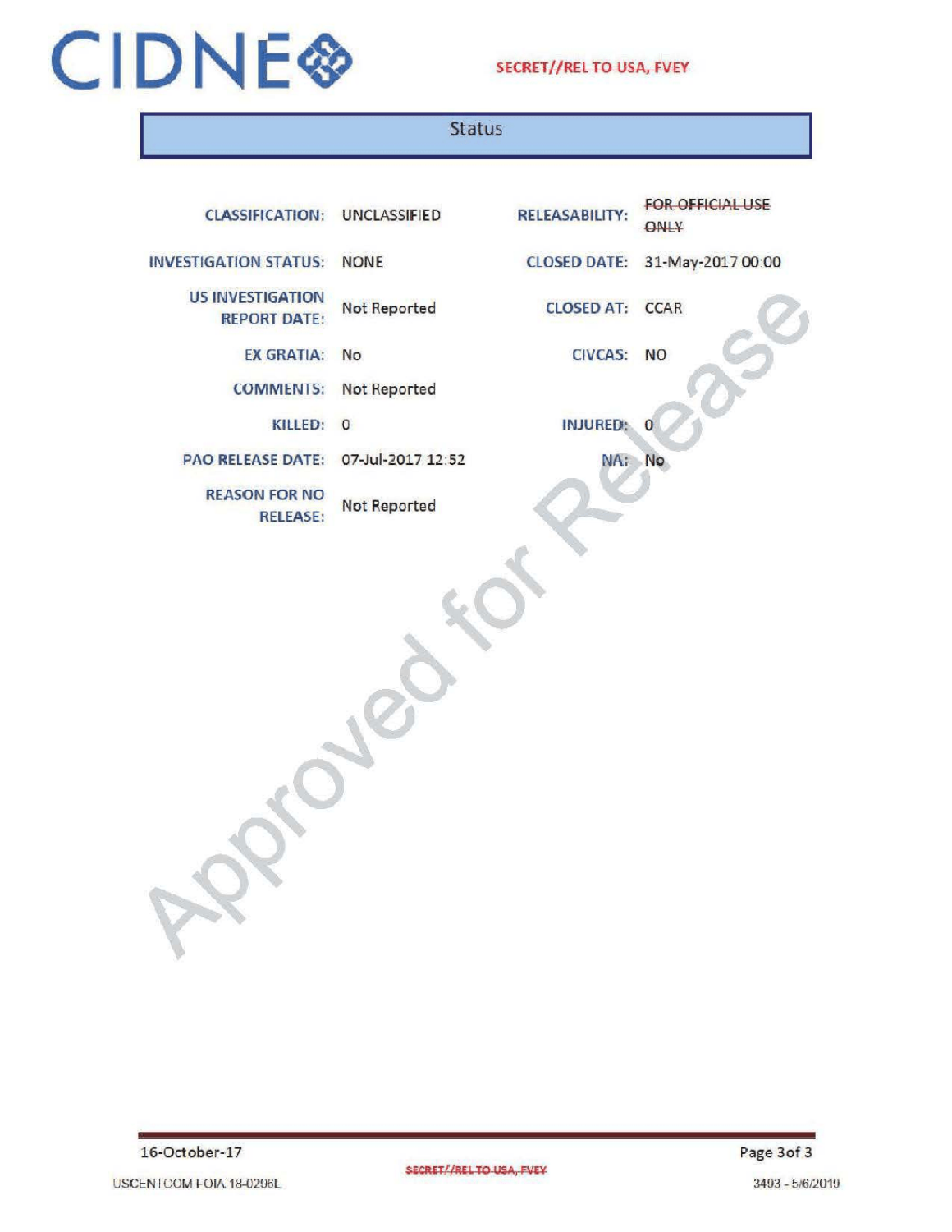CIDNE

SECRET//REL TO USA, FVEY

## Status

| | | | |
|---|---|---|---|
| **CLASSIFICATION:** | UNCLASSIFIED | **RELEASABILITY:** | ~~FOR OFFICIAL USE ONLY~~ |
| **INVESTIGATION STATUS:** | NONE | **CLOSED DATE:** | 31-May-2017 00:00 |
| **US INVESTIGATION REPORT DATE:** | Not Reported | **CLOSED AT:** | CCAR |
| **EX GRATIA:** | No | **CIVCAS:** | NO |
| **COMMENTS:** | Not Reported | | |
| **KILLED:** | 0 | **INJURED:** | 0 |
| **PAO RELEASE DATE:** | 07-Jul-2017 12:52 | **NA:** | No |
| **REASON FOR NO RELEASE:** | Not Reported | | |

Approved for Release

16-October-17

~~SECRET//REL TO USA, FVEY~~

USCENTCOM FOIA 18-0206L

3493 - 5/6/2019